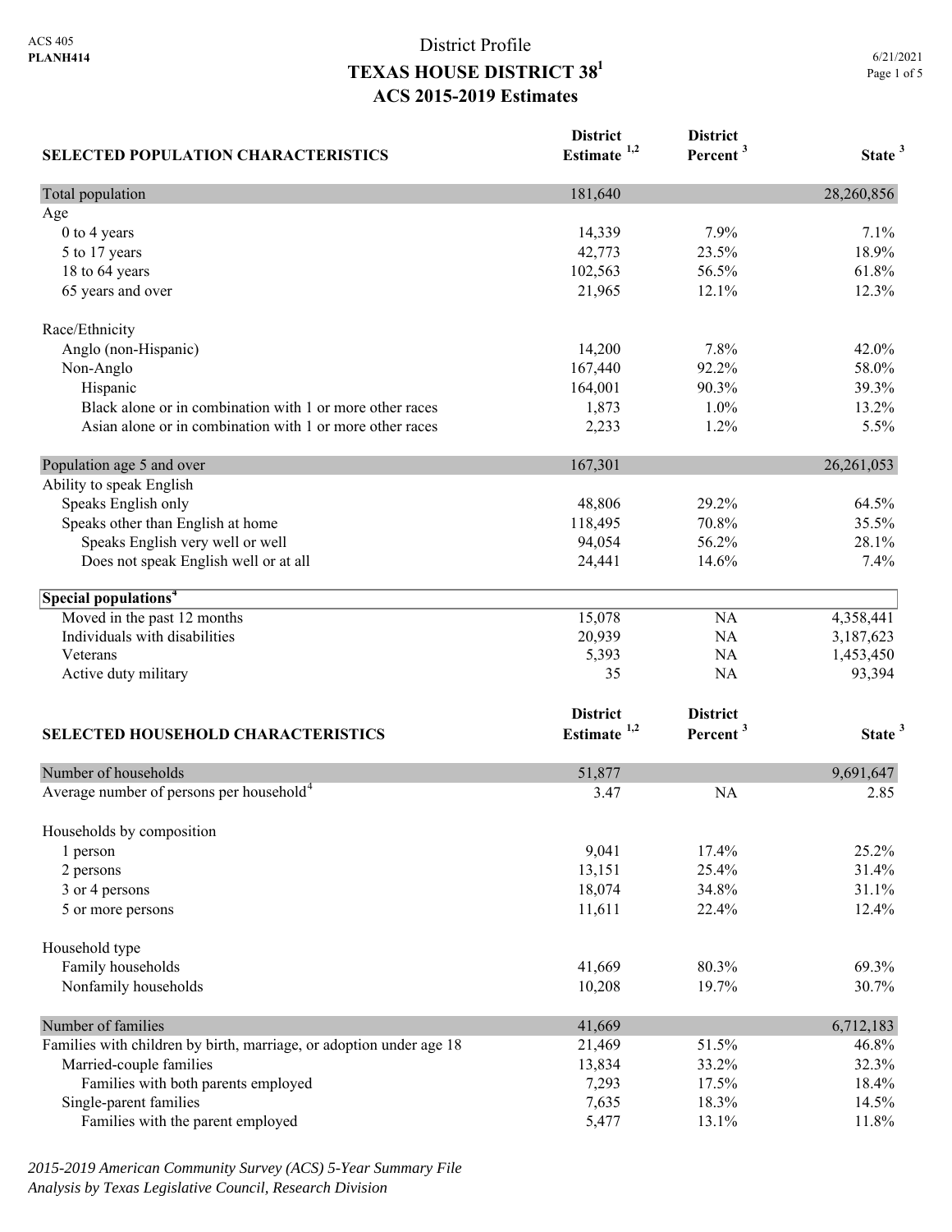ACS 405
**PLANH414**

# District Profile
## TEXAS HOUSE DISTRICT 38[1]
## ACS 2015-2019 Estimates

6/21/2021

| SELECTED POPULATION CHARACTERISTICS | District Estimate [1,2] | District Percent [3] | State [3] |
|---|---|---|---|
| Total population | 181,640 | | 28,260,856 |
| Age | | | |
| 0 to 4 years | 14,339 | 7.9% | 7.1% |
| 5 to 17 years | 42,773 | 23.5% | 18.9% |
| 18 to 64 years | 102,563 | 56.5% | 61.8% |
| 65 years and over | 21,965 | 12.1% | 12.3% |
| Race/Ethnicity | | | |
| Anglo (non-Hispanic) | 14,200 | 7.8% | 42.0% |
| Non-Anglo | 167,440 | 92.2% | 58.0% |
| Hispanic | 164,001 | 90.3% | 39.3% |
| Black alone or in combination with 1 or more other races | 1,873 | 1.0% | 13.2% |
| Asian alone or in combination with 1 or more other races | 2,233 | 1.2% | 5.5% |
| Population age 5 and over | 167,301 | | 26,261,053 |
| Ability to speak English | | | |
| Speaks English only | 48,806 | 29.2% | 64.5% |
| Speaks other than English at home | 118,495 | 70.8% | 35.5% |
| Speaks English very well or well | 94,054 | 56.2% | 28.1% |
| Does not speak English well or at all | 24,441 | 14.6% | 7.4% |
| **Special populations[4]** | | | |
| Moved in the past 12 months | 15,078 | NA | 4,358,441 |
| Individuals with disabilities | 20,939 | NA | 3,187,623 |
| Veterans | 5,393 | NA | 1,453,450 |
| Active duty military | 35 | NA | 93,394 |

| SELECTED HOUSEHOLD CHARACTERISTICS | District Estimate [1,2] | District Percent [3] | State [3] |
|---|---|---|---|
| Number of households | 51,877 | | 9,691,647 |
| Average number of persons per household[4] | 3.47 | NA | 2.85 |
| Households by composition | | | |
| 1 person | 9,041 | 17.4% | 25.2% |
| 2 persons | 13,151 | 25.4% | 31.4% |
| 3 or 4 persons | 18,074 | 34.8% | 31.1% |
| 5 or more persons | 11,611 | 22.4% | 12.4% |
| Household type | | | |
| Family households | 41,669 | 80.3% | 69.3% |
| Nonfamily households | 10,208 | 19.7% | 30.7% |
| Number of families | 41,669 | | 6,712,183 |
| Families with children by birth, marriage, or adoption under age 18 | 21,469 | 51.5% | 46.8% |
| Married-couple families | 13,834 | 33.2% | 32.3% |
| Families with both parents employed | 7,293 | 17.5% | 18.4% |
| Single-parent families | 7,635 | 18.3% | 14.5% |
| Families with the parent employed | 5,477 | 13.1% | 11.8% |

*2015-2019 American Community Survey (ACS) 5-Year Summary File*
*Analysis by Texas Legislative Council, Research Division*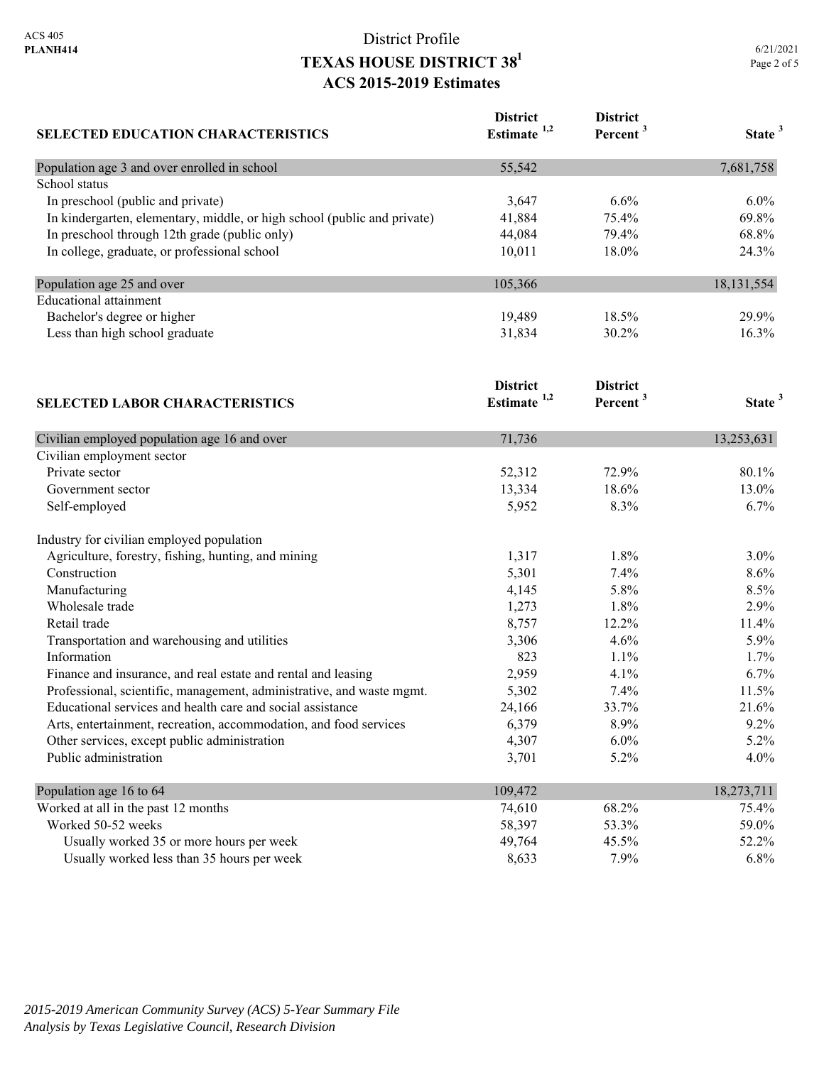ACS 405
**PLANH414**

# District Profile
## TEXAS HOUSE DISTRICT 38[1]
## ACS 2015-2019 Estimates

6/21/2021

| SELECTED EDUCATION CHARACTERISTICS | District Estimate [1,2] | District Percent [3] | State [3] |
|---|---|---|---|
| Population age 3 and over enrolled in school | 55,542 | | 7,681,758 |
| School status | | | |
| In preschool (public and private) | 3,647 | 6.6% | 6.0% |
| In kindergarten, elementary, middle, or high school (public and private) | 41,884 | 75.4% | 69.8% |
| In preschool through 12th grade (public only) | 44,084 | 79.4% | 68.8% |
| In college, graduate, or professional school | 10,011 | 18.0% | 24.3% |
| Population age 25 and over | 105,366 | | 18,131,554 |
| Educational attainment | | | |
| Bachelor's degree or higher | 19,489 | 18.5% | 29.9% |
| Less than high school graduate | 31,834 | 30.2% | 16.3% |

| SELECTED LABOR CHARACTERISTICS | District Estimate [1,2] | District Percent [3] | State [3] |
|---|---|---|---|
| Civilian employed population age 16 and over | 71,736 | | 13,253,631 |
| Civilian employment sector | | | |
| Private sector | 52,312 | 72.9% | 80.1% |
| Government sector | 13,334 | 18.6% | 13.0% |
| Self-employed | 5,952 | 8.3% | 6.7% |
| Industry for civilian employed population | | | |
| Agriculture, forestry, fishing, hunting, and mining | 1,317 | 1.8% | 3.0% |
| Construction | 5,301 | 7.4% | 8.6% |
| Manufacturing | 4,145 | 5.8% | 8.5% |
| Wholesale trade | 1,273 | 1.8% | 2.9% |
| Retail trade | 8,757 | 12.2% | 11.4% |
| Transportation and warehousing and utilities | 3,306 | 4.6% | 5.9% |
| Information | 823 | 1.1% | 1.7% |
| Finance and insurance, and real estate and rental and leasing | 2,959 | 4.1% | 6.7% |
| Professional, scientific, management, administrative, and waste mgmt. | 5,302 | 7.4% | 11.5% |
| Educational services and health care and social assistance | 24,166 | 33.7% | 21.6% |
| Arts, entertainment, recreation, accommodation, and food services | 6,379 | 8.9% | 9.2% |
| Other services, except public administration | 4,307 | 6.0% | 5.2% |
| Public administration | 3,701 | 5.2% | 4.0% |
| Population age 16 to 64 | 109,472 | | 18,273,711 |
| Worked at all in the past 12 months | 74,610 | 68.2% | 75.4% |
| Worked 50-52 weeks | 58,397 | 53.3% | 59.0% |
| Usually worked 35 or more hours per week | 49,764 | 45.5% | 52.2% |
| Usually worked less than 35 hours per week | 8,633 | 7.9% | 6.8% |

*2015-2019 American Community Survey (ACS) 5-Year Summary File*
*Analysis by Texas Legislative Council, Research Division*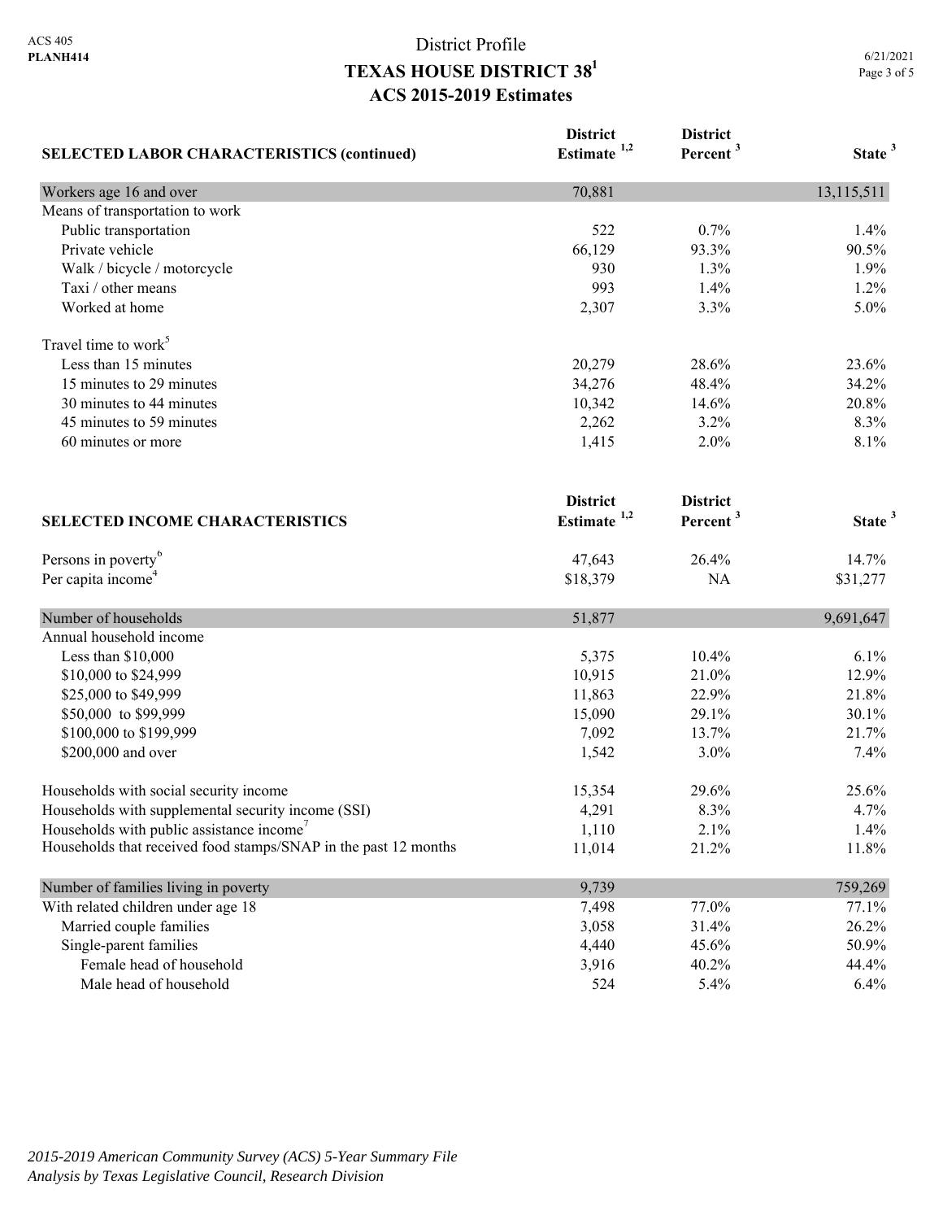# District Profile
## TEXAS HOUSE DISTRICT 38[1]
## ACS 2015-2019 Estimates

| SELECTED LABOR CHARACTERISTICS (continued) | District Estimate [1,2] | District Percent [3] | State [3] |
|---|---|---|---|
| Workers age 16 and over | 70,881 | | 13,115,511 |
| Means of transportation to work | | | |
| Public transportation | 522 | 0.7% | 1.4% |
| Private vehicle | 66,129 | 93.3% | 90.5% |
| Walk / bicycle / motorcycle | 930 | 1.3% | 1.9% |
| Taxi / other means | 993 | 1.4% | 1.2% |
| Worked at home | 2,307 | 3.3% | 5.0% |
| Travel time to work[5] | | | |
| Less than 15 minutes | 20,279 | 28.6% | 23.6% |
| 15 minutes to 29 minutes | 34,276 | 48.4% | 34.2% |
| 30 minutes to 44 minutes | 10,342 | 14.6% | 20.8% |
| 45 minutes to 59 minutes | 2,262 | 3.2% | 8.3% |
| 60 minutes or more | 1,415 | 2.0% | 8.1% |

| SELECTED INCOME CHARACTERISTICS | District Estimate [1,2] | District Percent [3] | State [3] |
|---|---|---|---|
| Persons in poverty[6] | 47,643 | 26.4% | 14.7% |
| Per capita income[4] | $18,379 | NA | $31,277 |
| Number of households | 51,877 | | 9,691,647 |
| Annual household income | | | |
| Less than $10,000 | 5,375 | 10.4% | 6.1% |
| $10,000 to $24,999 | 10,915 | 21.0% | 12.9% |
| $25,000 to $49,999 | 11,863 | 22.9% | 21.8% |
| $50,000 to $99,999 | 15,090 | 29.1% | 30.1% |
| $100,000 to $199,999 | 7,092 | 13.7% | 21.7% |
| $200,000 and over | 1,542 | 3.0% | 7.4% |
| Households with social security income | 15,354 | 29.6% | 25.6% |
| Households with supplemental security income (SSI) | 4,291 | 8.3% | 4.7% |
| Households with public assistance income[7] | 1,110 | 2.1% | 1.4% |
| Households that received food stamps/SNAP in the past 12 months | 11,014 | 21.2% | 11.8% |
| Number of families living in poverty | 9,739 | | 759,269 |
| With related children under age 18 | 7,498 | 77.0% | 77.1% |
| Married couple families | 3,058 | 31.4% | 26.2% |
| Single-parent families | 4,440 | 45.6% | 50.9% |
| Female head of household | 3,916 | 40.2% | 44.4% |
| Male head of household | 524 | 5.4% | 6.4% |

*2015-2019 American Community Survey (ACS) 5-Year Summary File*
*Analysis by Texas Legislative Council, Research Division*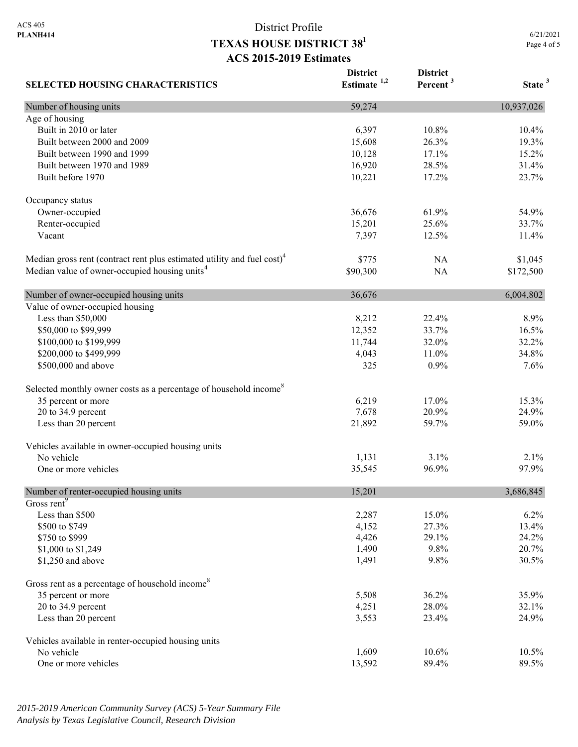District Profile

# TEXAS HOUSE DISTRICT 38[1]

## ACS 2015-2019 Estimates

| SELECTED HOUSING CHARACTERISTICS | District Estimate [1,2] | District Percent [3] | State [3] |
|---|---|---|---|
| **Number of housing units** | 59,274 | | 10,937,026 |
| Age of housing | | | |
| Built in 2010 or later | 6,397 | 10.8% | 10.4% |
| Built between 2000 and 2009 | 15,608 | 26.3% | 19.3% |
| Built between 1990 and 1999 | 10,128 | 17.1% | 15.2% |
| Built between 1970 and 1989 | 16,920 | 28.5% | 31.4% |
| Built before 1970 | 10,221 | 17.2% | 23.7% |
| Occupancy status | | | |
| Owner-occupied | 36,676 | 61.9% | 54.9% |
| Renter-occupied | 15,201 | 25.6% | 33.7% |
| Vacant | 7,397 | 12.5% | 11.4% |
| Median gross rent (contract rent plus estimated utility and fuel cost)[4] | \$775 | NA | \$1,045 |
| Median value of owner-occupied housing units[4] | \$90,300 | NA | \$172,500 |
| **Number of owner-occupied housing units** | 36,676 | | 6,004,802 |
| Value of owner-occupied housing | | | |
| Less than \$50,000 | 8,212 | 22.4% | 8.9% |
| \$50,000 to \$99,999 | 12,352 | 33.7% | 16.5% |
| \$100,000 to \$199,999 | 11,744 | 32.0% | 32.2% |
| \$200,000 to \$499,999 | 4,043 | 11.0% | 34.8% |
| \$500,000 and above | 325 | 0.9% | 7.6% |
| Selected monthly owner costs as a percentage of household income[8] | | | |
| 35 percent or more | 6,219 | 17.0% | 15.3% |
| 20 to 34.9 percent | 7,678 | 20.9% | 24.9% |
| Less than 20 percent | 21,892 | 59.7% | 59.0% |
| Vehicles available in owner-occupied housing units | | | |
| No vehicle | 1,131 | 3.1% | 2.1% |
| One or more vehicles | 35,545 | 96.9% | 97.9% |
| **Number of renter-occupied housing units** | 15,201 | | 3,686,845 |
| Gross rent[9] | | | |
| Less than \$500 | 2,287 | 15.0% | 6.2% |
| \$500 to \$749 | 4,152 | 27.3% | 13.4% |
| \$750 to \$999 | 4,426 | 29.1% | 24.2% |
| \$1,000 to \$1,249 | 1,490 | 9.8% | 20.7% |
| \$1,250 and above | 1,491 | 9.8% | 30.5% |
| Gross rent as a percentage of household income[8] | | | |
| 35 percent or more | 5,508 | 36.2% | 35.9% |
| 20 to 34.9 percent | 4,251 | 28.0% | 32.1% |
| Less than 20 percent | 3,553 | 23.4% | 24.9% |
| Vehicles available in renter-occupied housing units | | | |
| No vehicle | 1,609 | 10.6% | 10.5% |
| One or more vehicles | 13,592 | 89.4% | 89.5% |

*2015-2019 American Community Survey (ACS) 5-Year Summary File*
*Analysis by Texas Legislative Council, Research Division*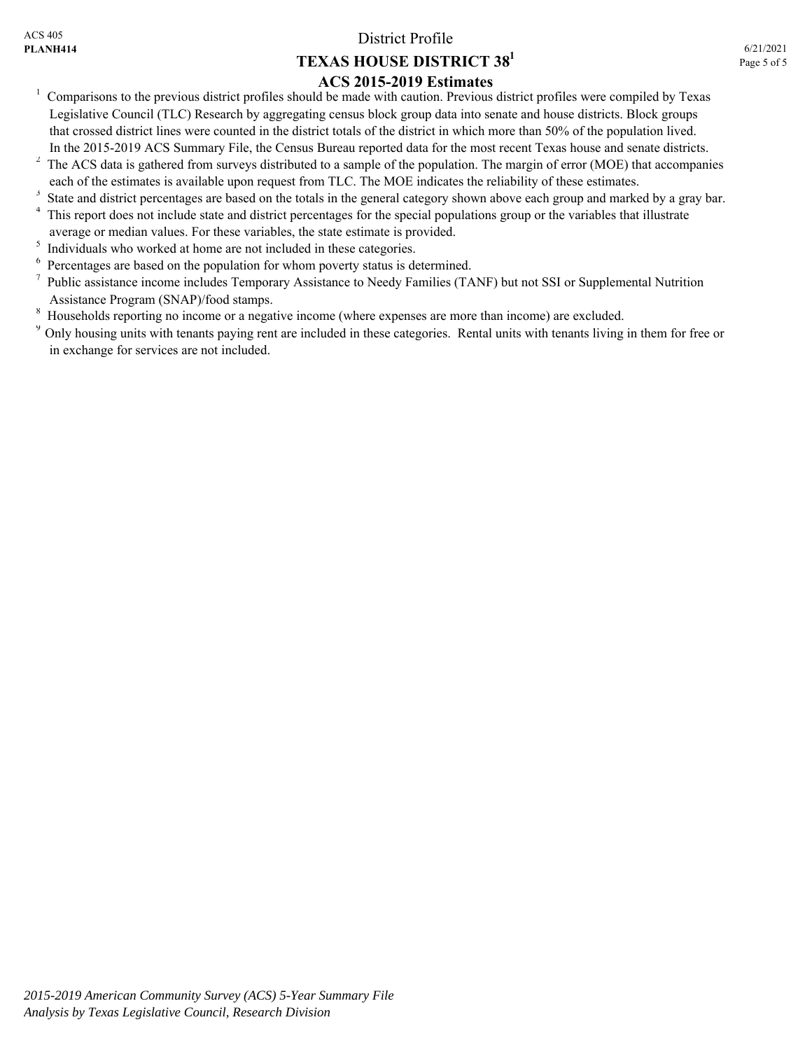# District Profile

## TEXAS HOUSE DISTRICT 38[1]

## ACS 2015-2019 Estimates

[1] Comparisons to the previous district profiles should be made with caution. Previous district profiles were compiled by Texas Legislative Council (TLC) Research by aggregating census block group data into senate and house districts. Block groups that crossed district lines were counted in the district totals of the district in which more than 50% of the population lived. In the 2015-2019 ACS Summary File, the Census Bureau reported data for the most recent Texas house and senate districts.

[2] The ACS data is gathered from surveys distributed to a sample of the population. The margin of error (MOE) that accompanies each of the estimates is available upon request from TLC. The MOE indicates the reliability of these estimates.

[3] State and district percentages are based on the totals in the general category shown above each group and marked by a gray bar.

[4] This report does not include state and district percentages for the special populations group or the variables that illustrate average or median values. For these variables, the state estimate is provided.

[5] Individuals who worked at home are not included in these categories.

[6] Percentages are based on the population for whom poverty status is determined.

[7] Public assistance income includes Temporary Assistance to Needy Families (TANF) but not SSI or Supplemental Nutrition Assistance Program (SNAP)/food stamps.

[8] Households reporting no income or a negative income (where expenses are more than income) are excluded.

[9] Only housing units with tenants paying rent are included in these categories. Rental units with tenants living in them for free or in exchange for services are not included.

*2015-2019 American Community Survey (ACS) 5-Year Summary File*
*Analysis by Texas Legislative Council, Research Division*